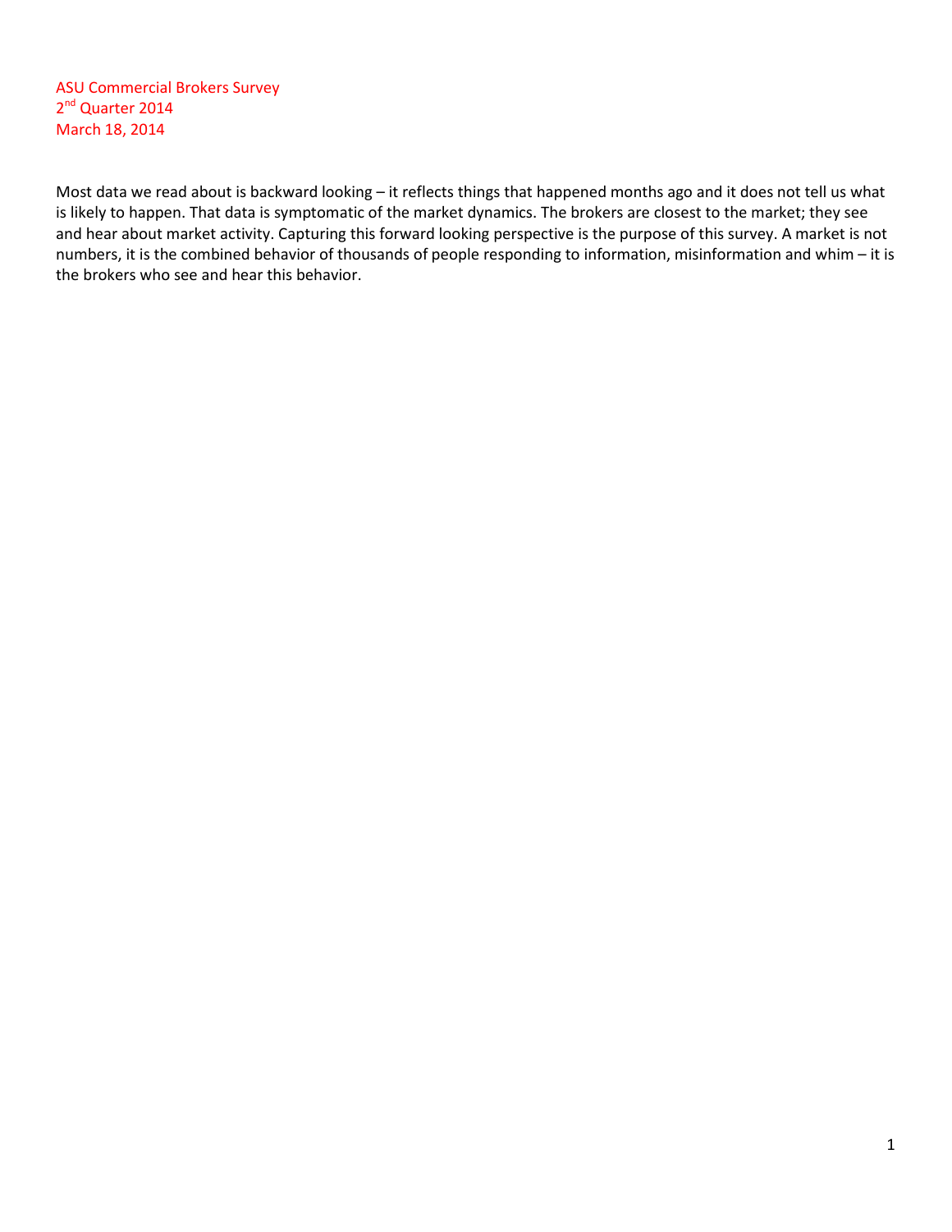ASU Commercial Brokers Survey
2nd Quarter 2014
March 18, 2014

Most data we read about is backward looking – it reflects things that happened months ago and it does not tell us what is likely to happen. That data is symptomatic of the market dynamics. The brokers are closest to the market; they see and hear about market activity. Capturing this forward looking perspective is the purpose of this survey. A market is not numbers, it is the combined behavior of thousands of people responding to information, misinformation and whim – it is the brokers who see and hear this behavior.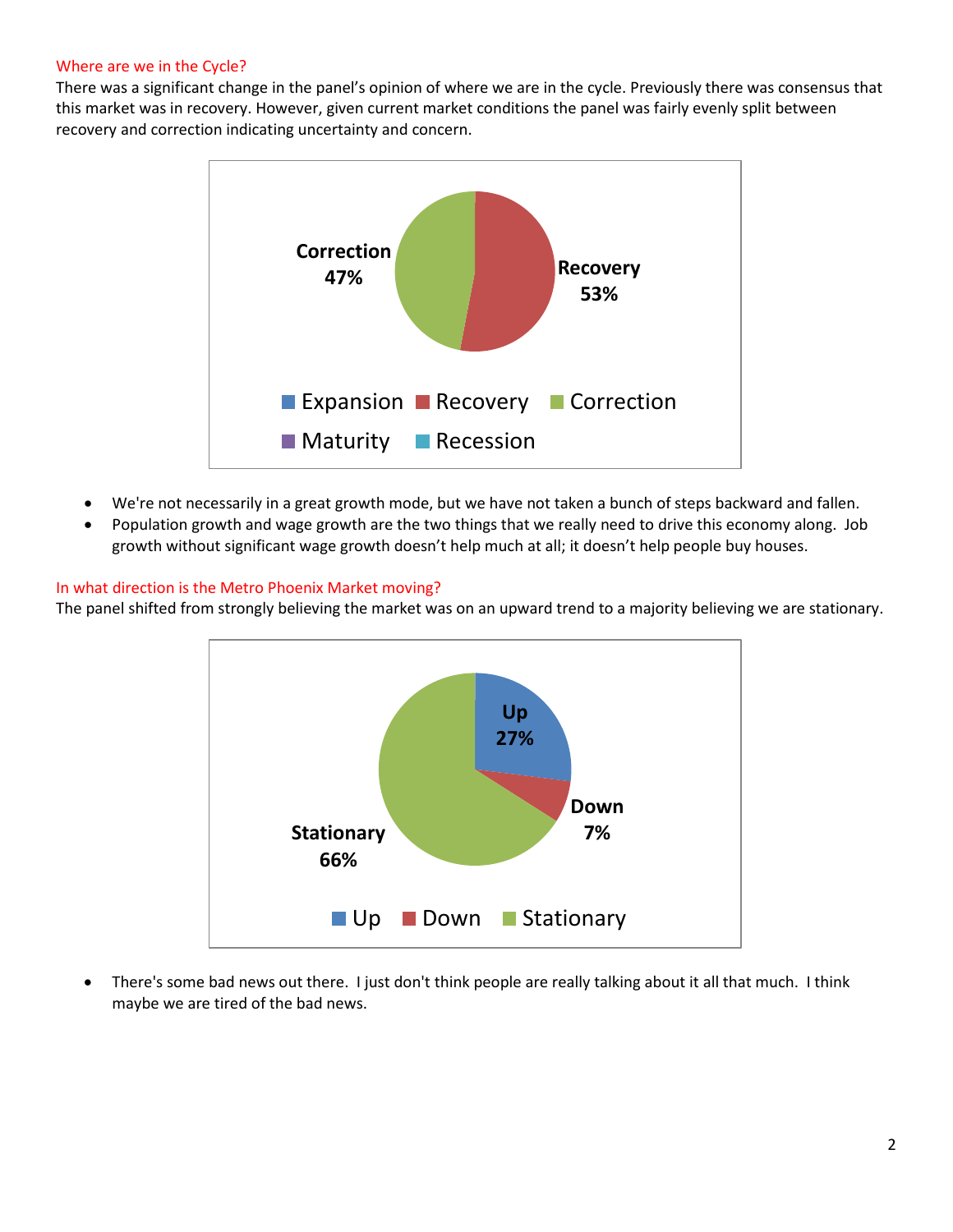## Where are we in the Cycle?

There was a significant change in the panel's opinion of where we are in the cycle. Previously there was consensus that this market was in recovery. However, given current market conditions the panel was fairly evenly split between recovery and correction indicating uncertainty and concern.

| Phase | Percentage |
|---|---|
| Expansion | |
| Recovery | 53% |
| Correction | 47% |
| Maturity | |
| Recession | |

- We're not necessarily in a great growth mode, but we have not taken a bunch of steps backward and fallen.
- Population growth and wage growth are the two things that we really need to drive this economy along. Job growth without significant wage growth doesn't help much at all; it doesn't help people buy houses.

## In what direction is the Metro Phoenix Market moving?

The panel shifted from strongly believing the market was on an upward trend to a majority believing we are stationary.

| Direction | Percentage |
|---|---|
| Up | 27% |
| Down | 7% |
| Stationary | 66% |

- There's some bad news out there. I just don't think people are really talking about it all that much. I think maybe we are tired of the bad news.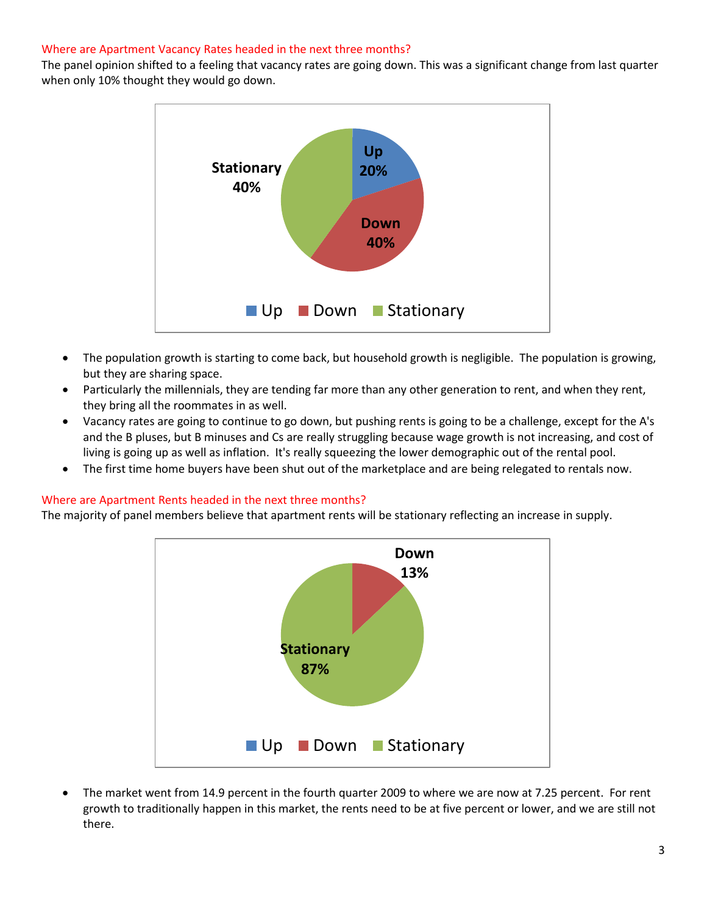## Where are Apartment Vacancy Rates headed in the next three months?

The panel opinion shifted to a feeling that vacancy rates are going down. This was a significant change from last quarter when only 10% thought they would go down.

- The population growth is starting to come back, but household growth is negligible. The population is growing, but they are sharing space.
- Particularly the millennials, they are tending far more than any other generation to rent, and when they rent, they bring all the roommates in as well.
- Vacancy rates are going to continue to go down, but pushing rents is going to be a challenge, except for the A's and the B pluses, but B minuses and Cs are really struggling because wage growth is not increasing, and cost of living is going up as well as inflation. It's really squeezing the lower demographic out of the rental pool.
- The first time home buyers have been shut out of the marketplace and are being relegated to rentals now.

## Where are Apartment Rents headed in the next three months?

The majority of panel members believe that apartment rents will be stationary reflecting an increase in supply.

- The market went from 14.9 percent in the fourth quarter 2009 to where we are now at 7.25 percent. For rent growth to traditionally happen in this market, the rents need to be at five percent or lower, and we are still not there.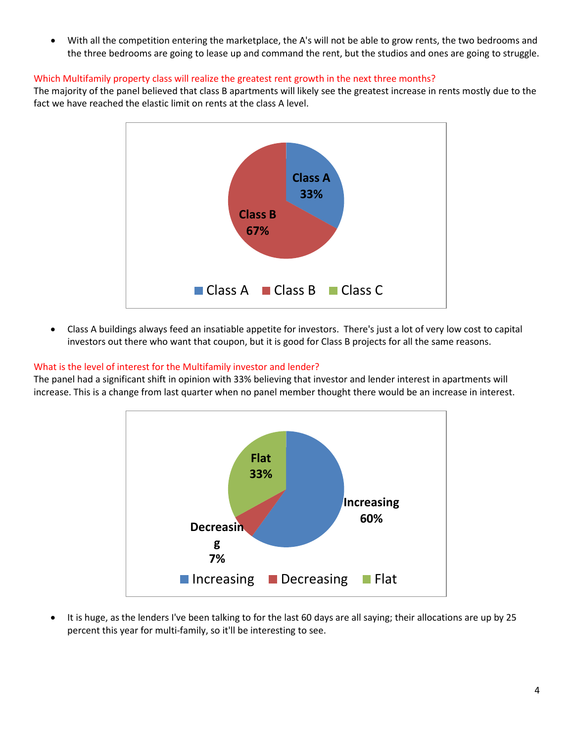- With all the competition entering the marketplace, the A's will not be able to grow rents, the two bedrooms and the three bedrooms are going to lease up and command the rent, but the studios and ones are going to struggle.

**Which Multifamily property class will realize the greatest rent growth in the next three months?**

The majority of the panel believed that class B apartments will likely see the greatest increase in rents mostly due to the fact we have reached the elastic limit on rents at the class A level.

| Class | Percentage |
|---|---|
| Class A | 33% |
| Class B | 67% |
| Class C | |

- Class A buildings always feed an insatiable appetite for investors. There's just a lot of very low cost to capital investors out there who want that coupon, but it is good for Class B projects for all the same reasons.

**What is the level of interest for the Multifamily investor and lender?**

The panel had a significant shift in opinion with 33% believing that investor and lender interest in apartments will increase. This is a change from last quarter when no panel member thought there would be an increase in interest.

| Response | Percentage |
|---|---|
| Increasing | 60% |
| Decreasing | 7% |
| Flat | 33% |

- It is huge, as the lenders I've been talking to for the last 60 days are all saying; their allocations are up by 25 percent this year for multi-family, so it'll be interesting to see.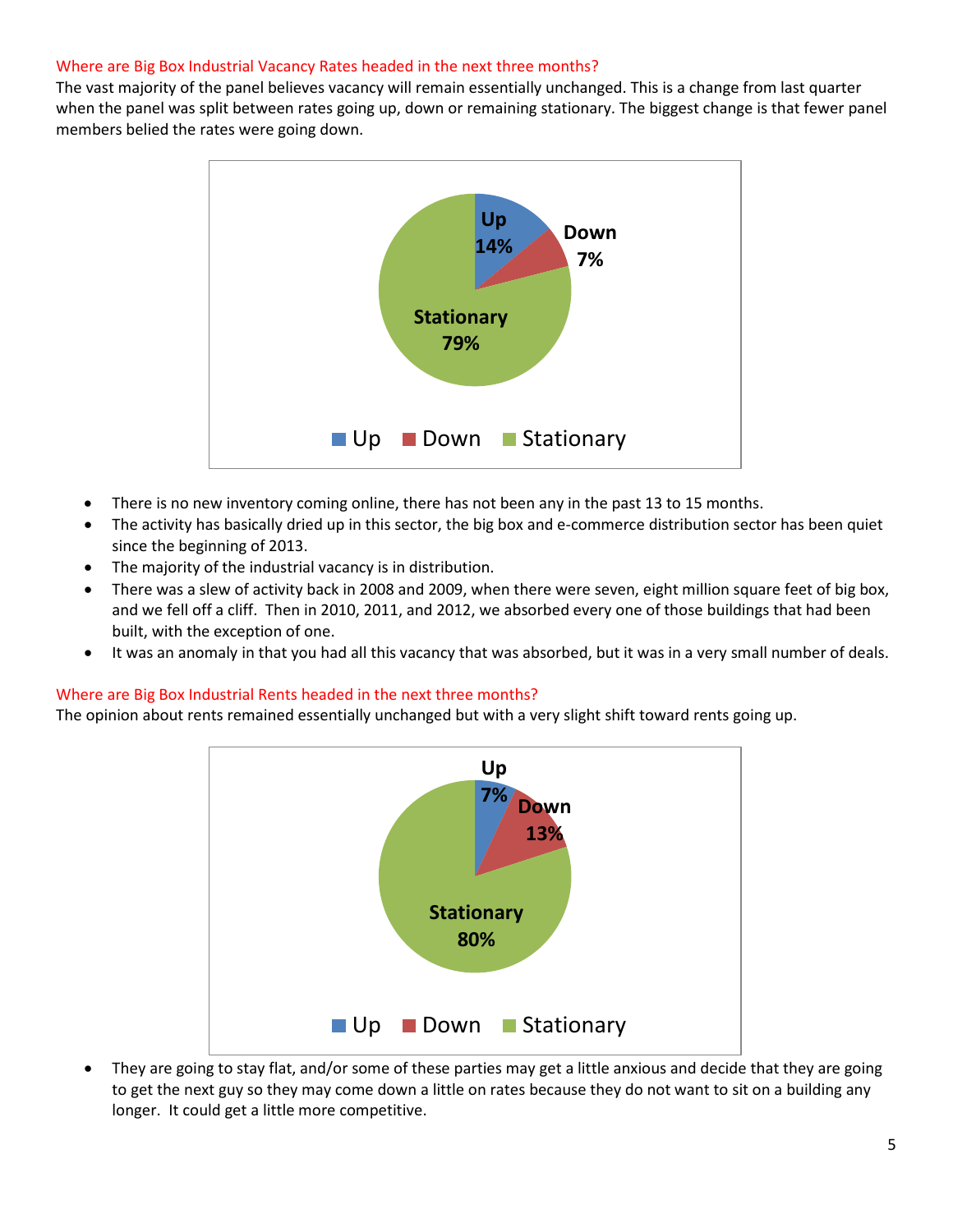## Where are Big Box Industrial Vacancy Rates headed in the next three months?

The vast majority of the panel believes vacancy will remain essentially unchanged. This is a change from last quarter when the panel was split between rates going up, down or remaining stationary. The biggest change is that fewer panel members belied the rates were going down.

| | |
|---|---|
| Up | 14% |
| Down | 7% |
| Stationary | 79% |

- There is no new inventory coming online, there has not been any in the past 13 to 15 months.
- The activity has basically dried up in this sector, the big box and e-commerce distribution sector has been quiet since the beginning of 2013.
- The majority of the industrial vacancy is in distribution.
- There was a slew of activity back in 2008 and 2009, when there were seven, eight million square feet of big box, and we fell off a cliff. Then in 2010, 2011, and 2012, we absorbed every one of those buildings that had been built, with the exception of one.
- It was an anomaly in that you had all this vacancy that was absorbed, but it was in a very small number of deals.

## Where are Big Box Industrial Rents headed in the next three months?

The opinion about rents remained essentially unchanged but with a very slight shift toward rents going up.

| | |
|---|---|
| Up | 7% |
| Down | 13% |
| Stationary | 80% |

- They are going to stay flat, and/or some of these parties may get a little anxious and decide that they are going to get the next guy so they may come down a little on rates because they do not want to sit on a building any longer. It could get a little more competitive.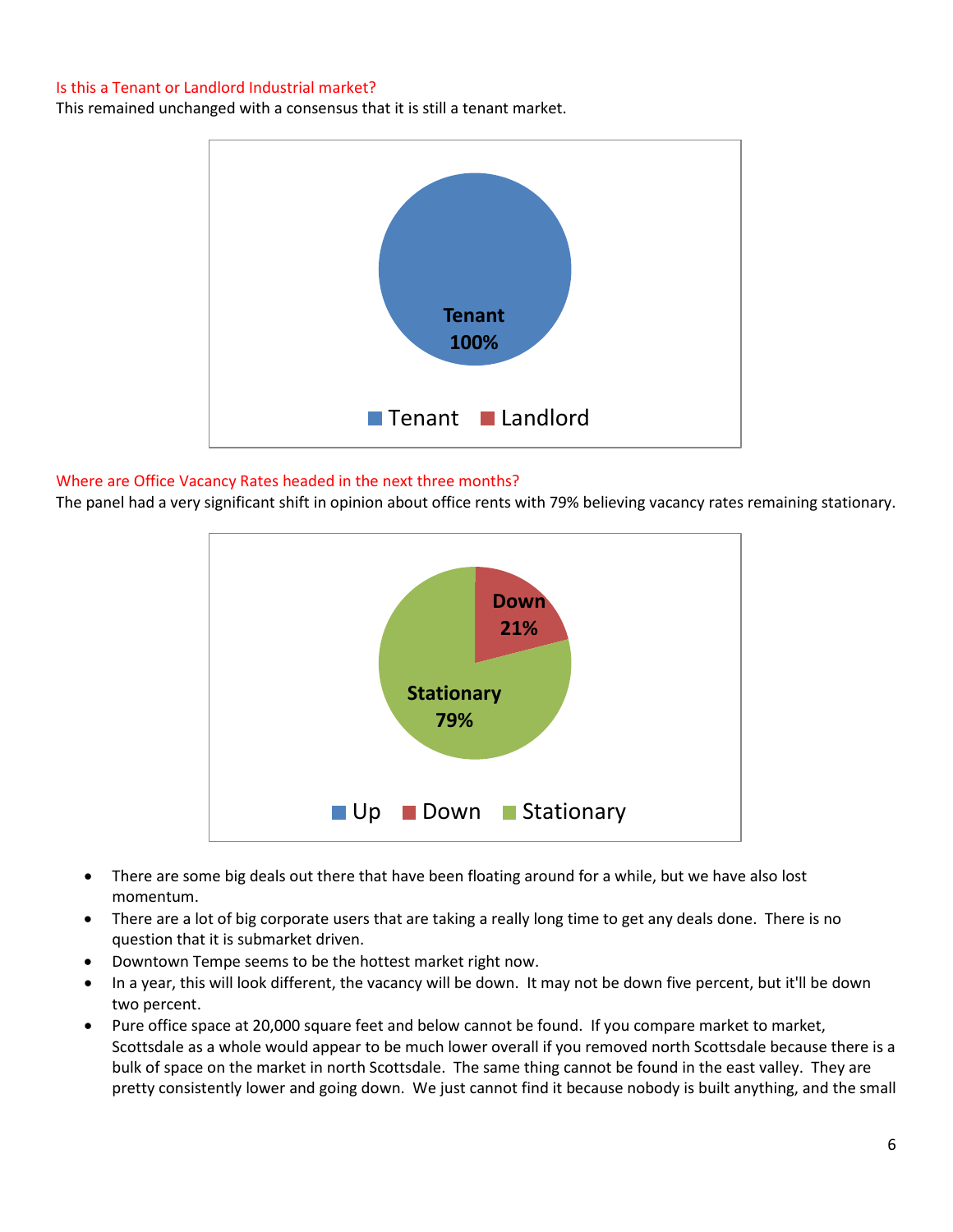### Is this a Tenant or Landlord Industrial market?

This remained unchanged with a consensus that it is still a tenant market.

Tenant 100%

■ Tenant ■ Landlord

### Where are Office Vacancy Rates headed in the next three months?

The panel had a very significant shift in opinion about office rents with 79% believing vacancy rates remaining stationary.

Down 21%

Stationary 79%

■ Up ■ Down ■ Stationary

- There are some big deals out there that have been floating around for a while, but we have also lost momentum.
- There are a lot of big corporate users that are taking a really long time to get any deals done. There is no question that it is submarket driven.
- Downtown Tempe seems to be the hottest market right now.
- In a year, this will look different, the vacancy will be down. It may not be down five percent, but it'll be down two percent.
- Pure office space at 20,000 square feet and below cannot be found. If you compare market to market, Scottsdale as a whole would appear to be much lower overall if you removed north Scottsdale because there is a bulk of space on the market in north Scottsdale. The same thing cannot be found in the east valley. They are pretty consistently lower and going down. We just cannot find it because nobody is built anything, and the small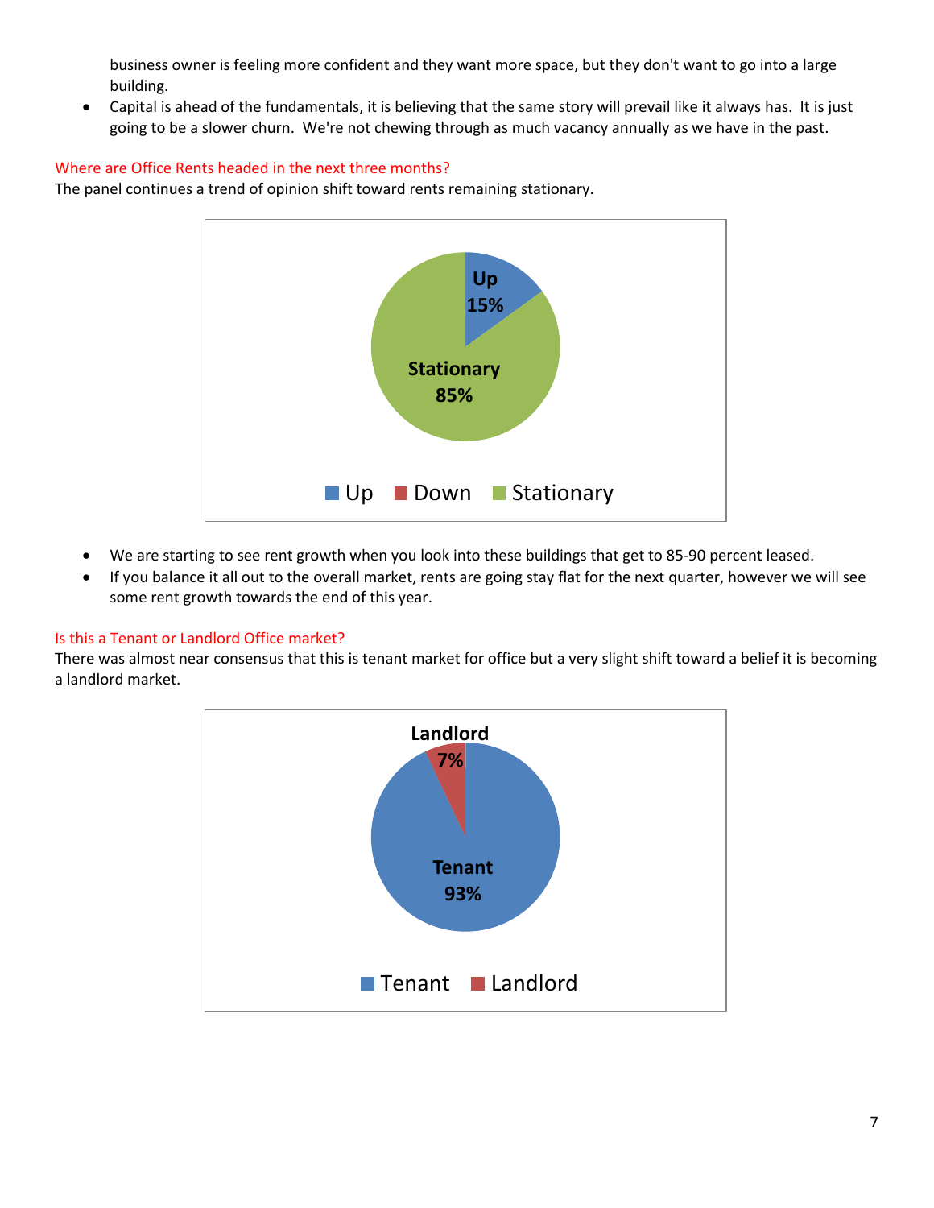business owner is feeling more confident and they want more space, but they don't want to go into a large building.

- Capital is ahead of the fundamentals, it is believing that the same story will prevail like it always has. It is just going to be a slower churn. We're not chewing through as much vacancy annually as we have in the past.

### Where are Office Rents headed in the next three months?

The panel continues a trend of opinion shift toward rents remaining stationary.

Up 15%
Stationary 85%

Up | Down | Stationary

- We are starting to see rent growth when you look into these buildings that get to 85-90 percent leased.
- If you balance it all out to the overall market, rents are going stay flat for the next quarter, however we will see some rent growth towards the end of this year.

### Is this a Tenant or Landlord Office market?

There was almost near consensus that this is tenant market for office but a very slight shift toward a belief it is becoming a landlord market.

Landlord 7%
Tenant 93%

Tenant | Landlord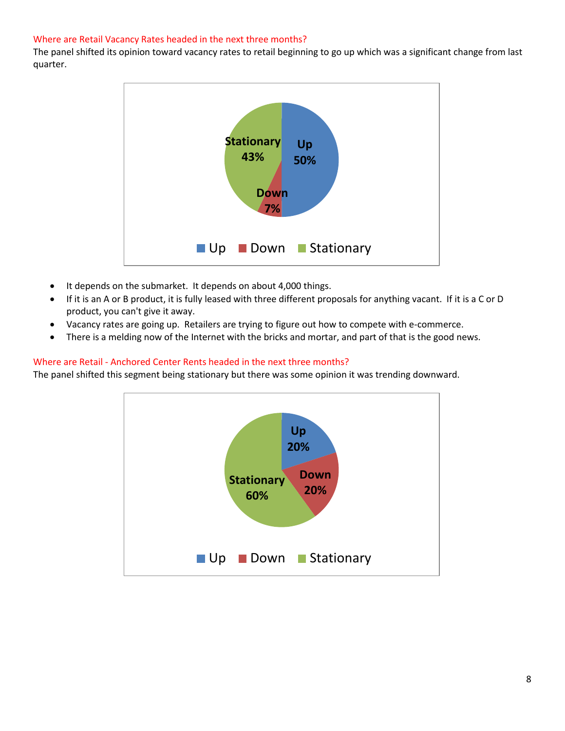## Where are Retail Vacancy Rates headed in the next three months?

The panel shifted its opinion toward vacancy rates to retail beginning to go up which was a significant change from last quarter.

| | Percentage |
|---|---|
| Up | 50% |
| Down | 7% |
| Stationary | 43% |

- It depends on the submarket. It depends on about 4,000 things.
- If it is an A or B product, it is fully leased with three different proposals for anything vacant. If it is a C or D product, you can't give it away.
- Vacancy rates are going up. Retailers are trying to figure out how to compete with e-commerce.
- There is a melding now of the Internet with the bricks and mortar, and part of that is the good news.

## Where are Retail - Anchored Center Rents headed in the next three months?

The panel shifted this segment being stationary but there was some opinion it was trending downward.

| | Percentage |
|---|---|
| Up | 20% |
| Down | 20% |
| Stationary | 60% |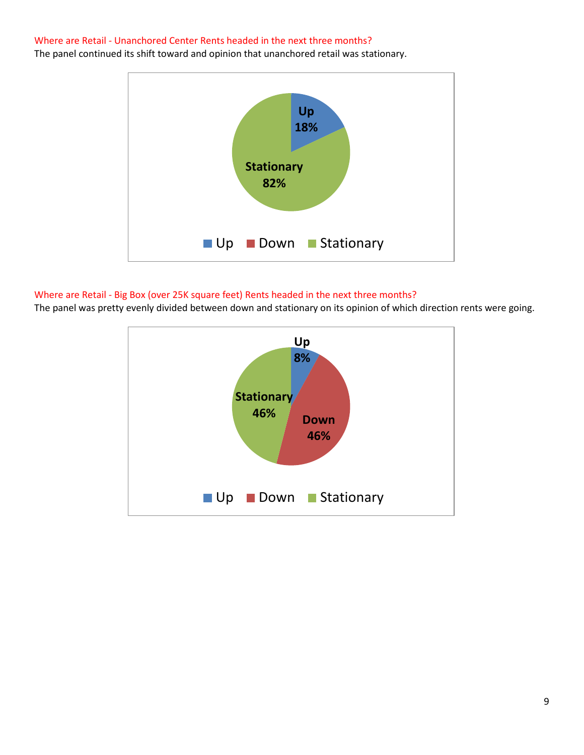Where are Retail - Unanchored Center Rents headed in the next three months?

The panel continued its shift toward and opinion that unanchored retail was stationary.

| Direction | Percent |
|---|---|
| Up | 18% |
| Down | |
| Stationary | 82% |

Where are Retail - Big Box (over 25K square feet) Rents headed in the next three months?

The panel was pretty evenly divided between down and stationary on its opinion of which direction rents were going.

| Direction | Percent |
|---|---|
| Up | 8% |
| Down | 46% |
| Stationary | 46% |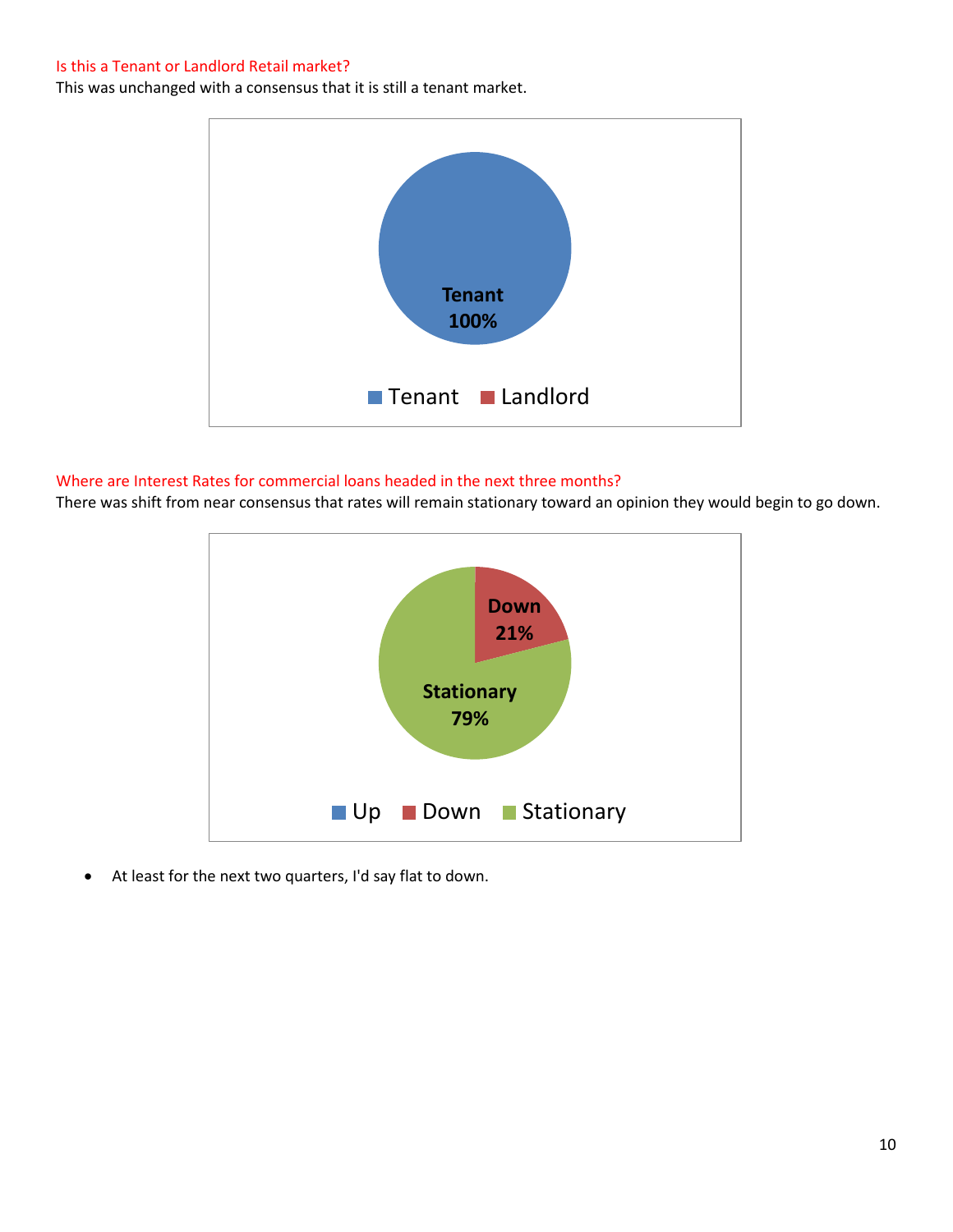Is this a Tenant or Landlord Retail market?

This was unchanged with a consensus that it is still a tenant market.

Where are Interest Rates for commercial loans headed in the next three months?

There was shift from near consensus that rates will remain stationary toward an opinion they would begin to go down.

- At least for the next two quarters, I'd say flat to down.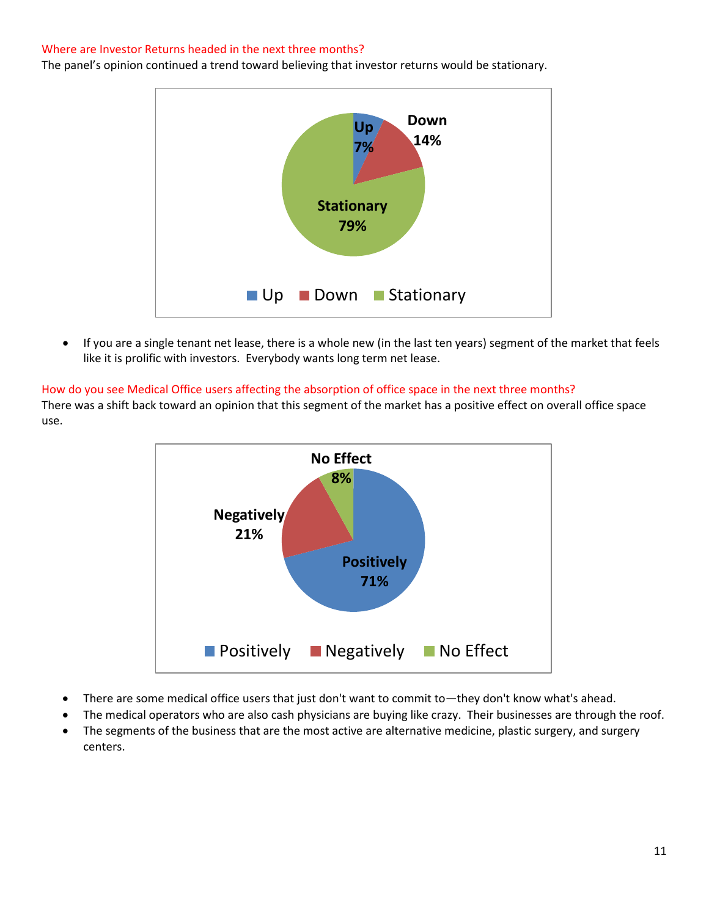Where are Investor Returns headed in the next three months?

The panel's opinion continued a trend toward believing that investor returns would be stationary.

- If you are a single tenant net lease, there is a whole new (in the last ten years) segment of the market that feels like it is prolific with investors. Everybody wants long term net lease.

How do you see Medical Office users affecting the absorption of office space in the next three months?

There was a shift back toward an opinion that this segment of the market has a positive effect on overall office space use.

- There are some medical office users that just don't want to commit to—they don't know what's ahead.
- The medical operators who are also cash physicians are buying like crazy. Their businesses are through the roof.
- The segments of the business that are the most active are alternative medicine, plastic surgery, and surgery centers.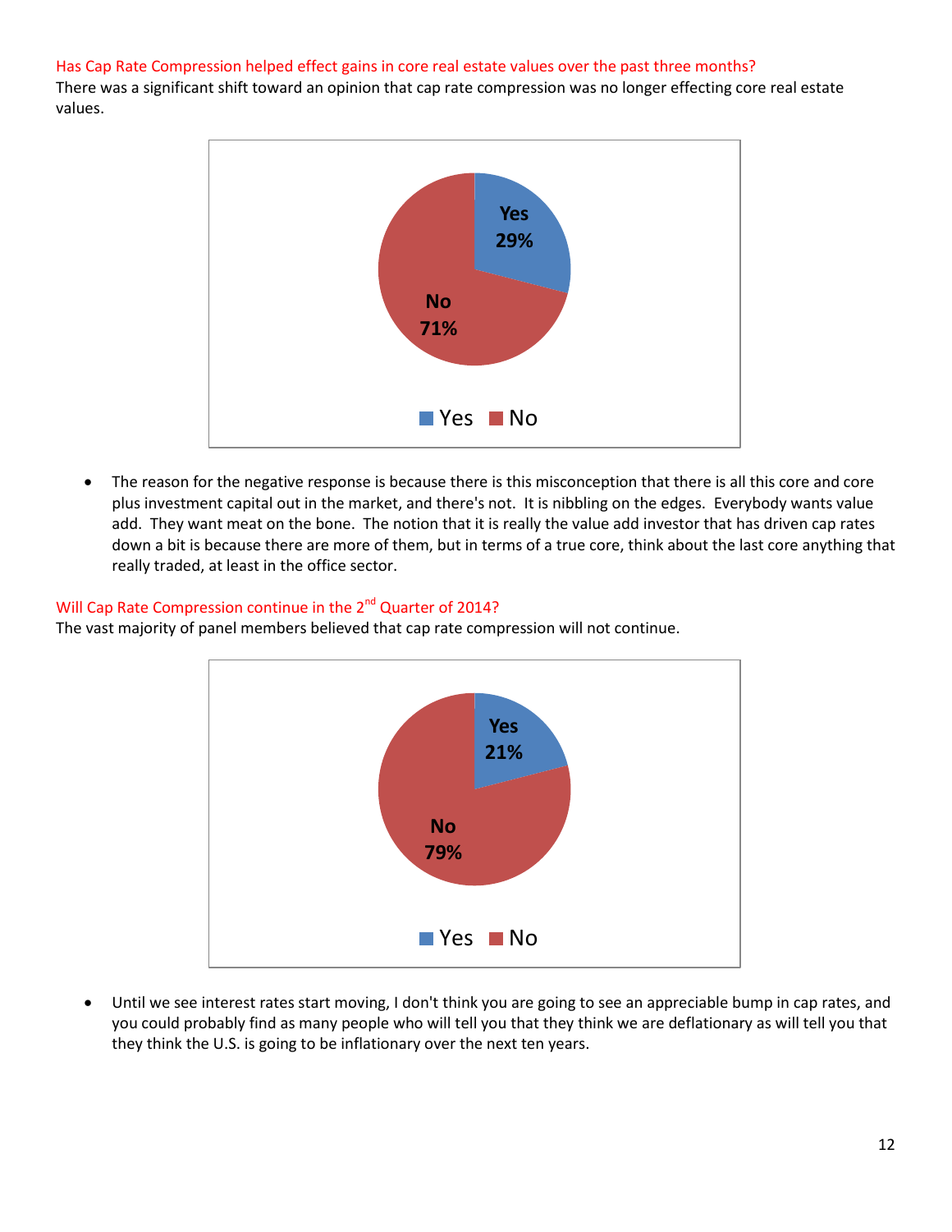### Has Cap Rate Compression helped effect gains in core real estate values over the past three months?

There was a significant shift toward an opinion that cap rate compression was no longer effecting core real estate values.

| Response | Percentage |
|---|---|
| Yes | 29% |
| No | 71% |

- The reason for the negative response is because there is this misconception that there is all this core and core plus investment capital out in the market, and there's not. It is nibbling on the edges. Everybody wants value add. They want meat on the bone. The notion that it is really the value add investor that has driven cap rates down a bit is because there are more of them, but in terms of a true core, think about the last core anything that really traded, at least in the office sector.

### Will Cap Rate Compression continue in the 2nd Quarter of 2014?

The vast majority of panel members believed that cap rate compression will not continue.

| Response | Percentage |
|---|---|
| Yes | 21% |
| No | 79% |

- Until we see interest rates start moving, I don't think you are going to see an appreciable bump in cap rates, and you could probably find as many people who will tell you that they think we are deflationary as will tell you that they think the U.S. is going to be inflationary over the next ten years.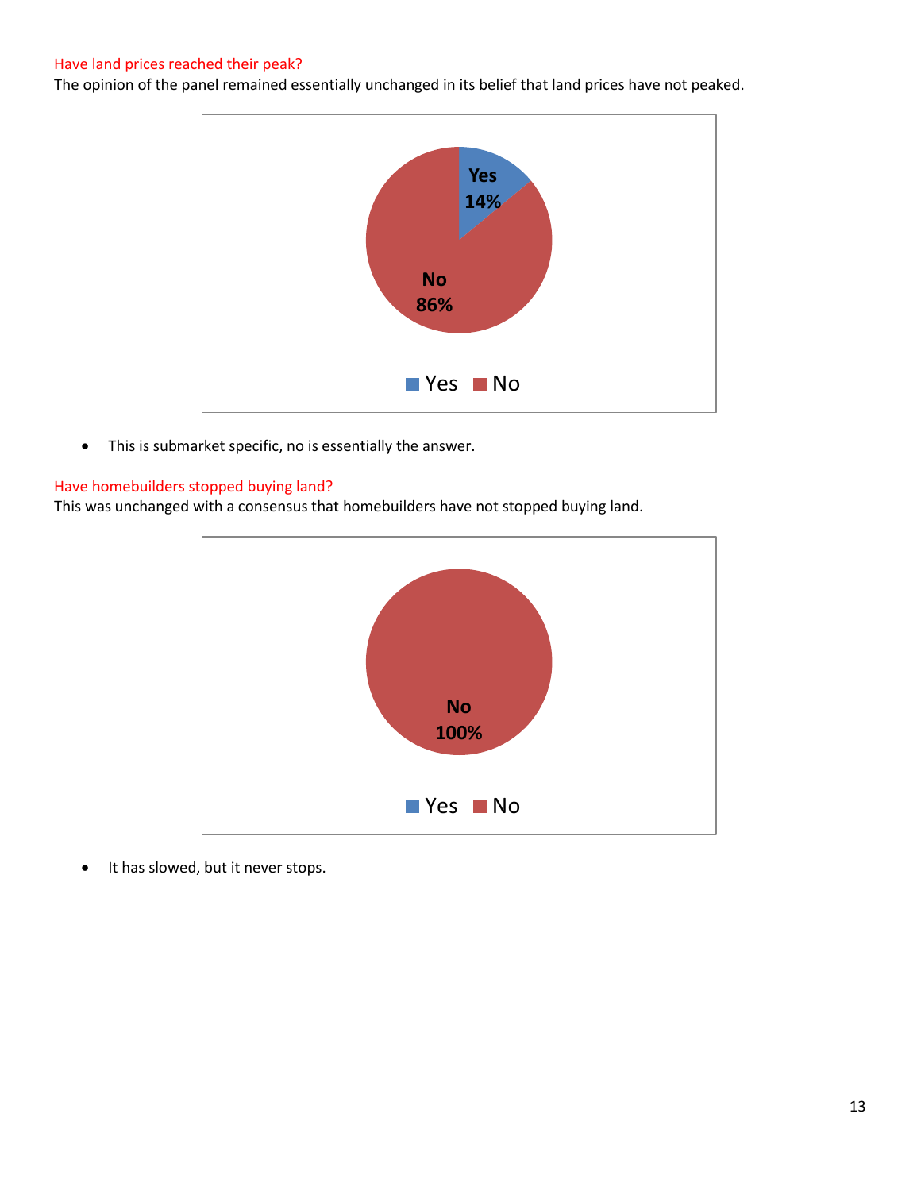## Have land prices reached their peak?

The opinion of the panel remained essentially unchanged in its belief that land prices have not peaked.

| | |
|---|---|
| Yes | 14% |
| No | 86% |

- This is submarket specific, no is essentially the answer.

## Have homebuilders stopped buying land?

This was unchanged with a consensus that homebuilders have not stopped buying land.

| | |
|---|---|
| No | 100% |

- It has slowed, but it never stops.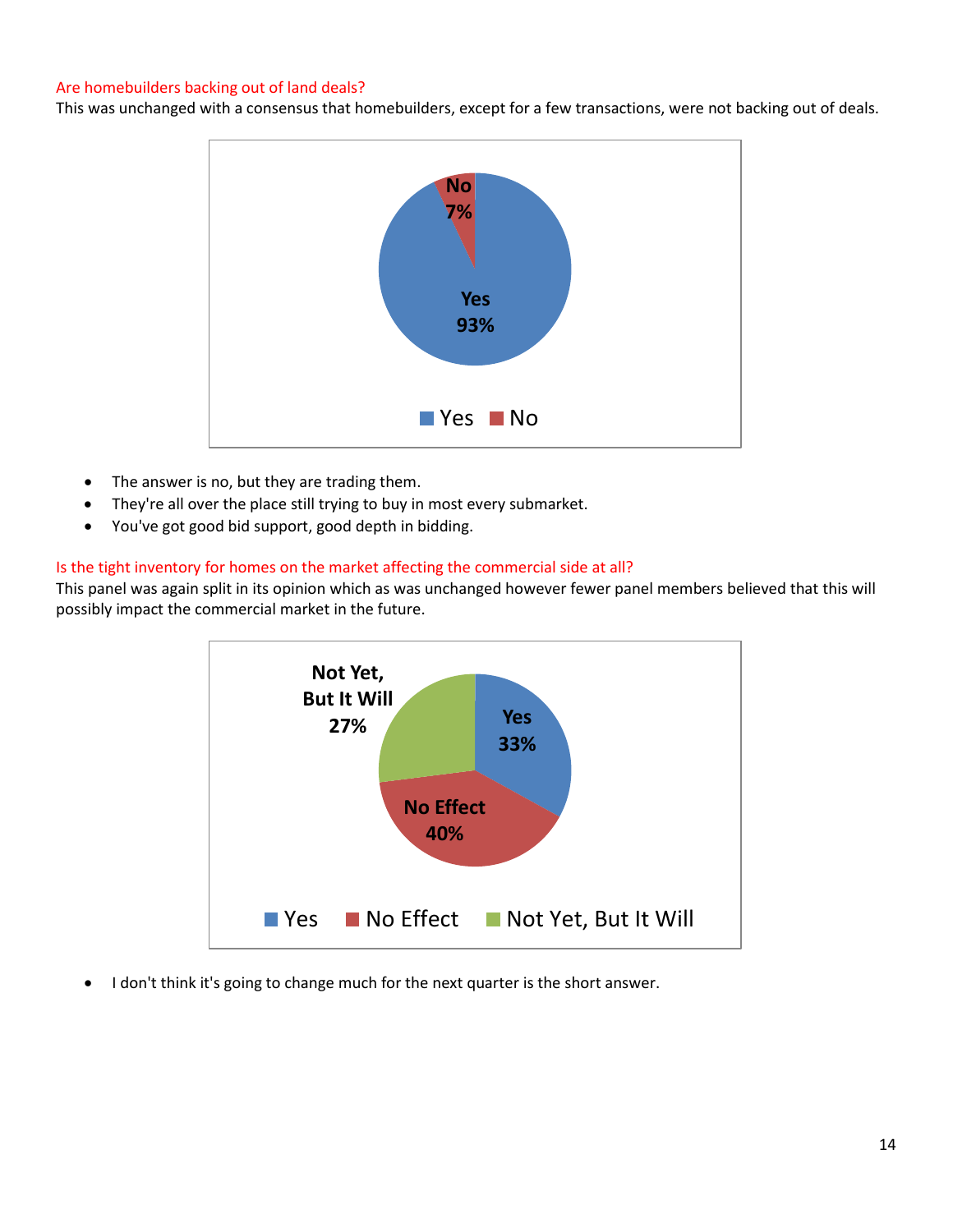## Are homebuilders backing out of land deals?

This was unchanged with a consensus that homebuilders, except for a few transactions, were not backing out of deals.

| Response | Percentage |
| --- | --- |
| Yes | 93% |
| No | 7% |

- The answer is no, but they are trading them.
- They're all over the place still trying to buy in most every submarket.
- You've got good bid support, good depth in bidding.

## Is the tight inventory for homes on the market affecting the commercial side at all?

This panel was again split in its opinion which as was unchanged however fewer panel members believed that this will possibly impact the commercial market in the future.

| Response | Percentage |
| --- | --- |
| Yes | 33% |
| No Effect | 40% |
| Not Yet, But It Will | 27% |

- I don't think it's going to change much for the next quarter is the short answer.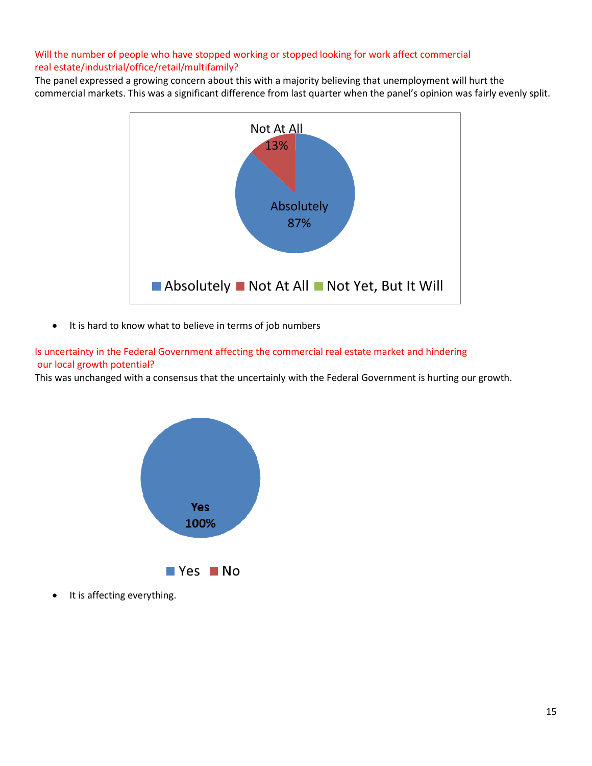Will the number of people who have stopped working or stopped looking for work affect commercial real estate/industrial/office/retail/multifamily?

The panel expressed a growing concern about this with a majority believing that unemployment will hurt the commercial markets. This was a significant difference from last quarter when the panel's opinion was fairly evenly split.

Not At All 13%

Absolutely 87%

Absolutely | Not At All | Not Yet, But It Will

- It is hard to know what to believe in terms of job numbers

Is uncertainty in the Federal Government affecting the commercial real estate market and hindering our local growth potential?

This was unchanged with a consensus that the uncertainly with the Federal Government is hurting our growth.

**Yes 100%**

Yes | No

- It is affecting everything.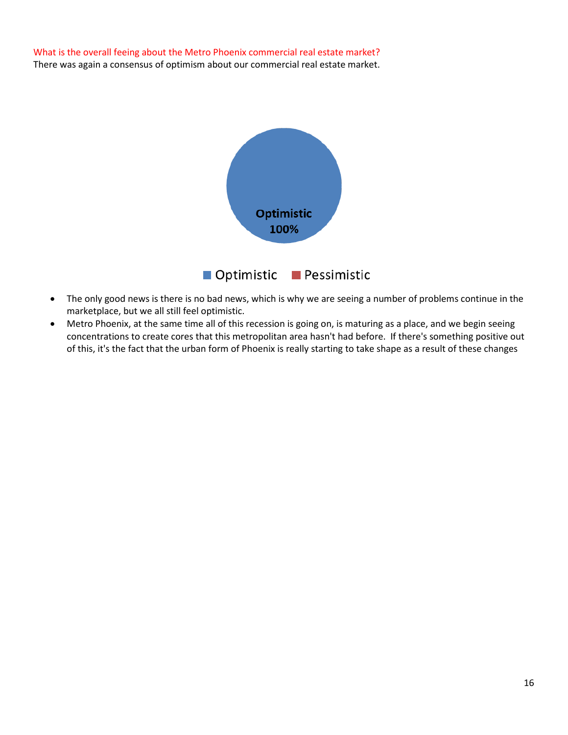What is the overall feeing about the Metro Phoenix commercial real estate market?

There was again a consensus of optimism about our commercial real estate market.

Optimistic
100%

Optimistic Pessimistic

- The only good news is there is no bad news, which is why we are seeing a number of problems continue in the marketplace, but we all still feel optimistic.
- Metro Phoenix, at the same time all of this recession is going on, is maturing as a place, and we begin seeing concentrations to create cores that this metropolitan area hasn't had before. If there's something positive out of this, it's the fact that the urban form of Phoenix is really starting to take shape as a result of these changes